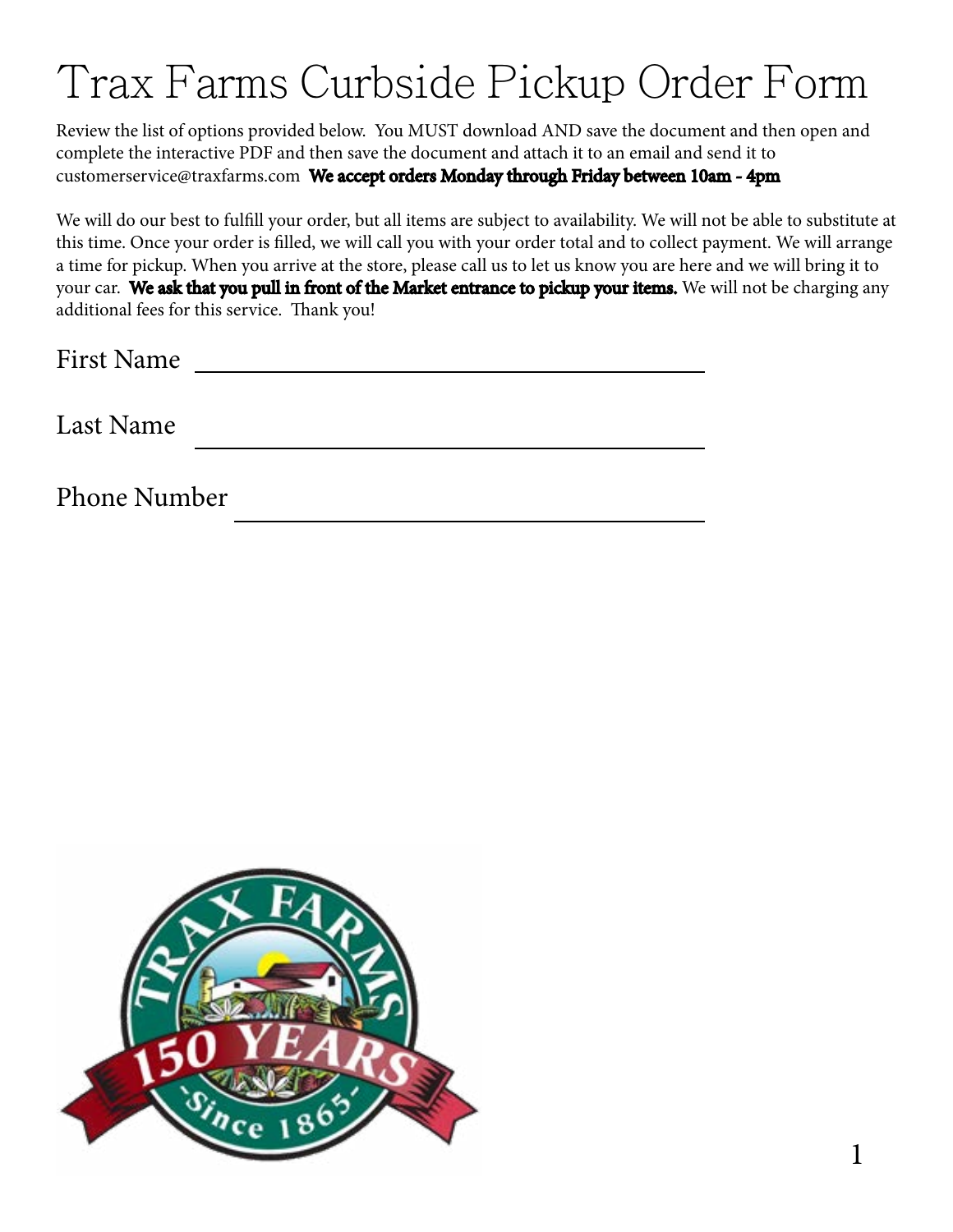# Trax Farms Curbside Pickup Order Form

Review the list of options provided below. You MUST download AND save the document and then open and complete the interactive PDF and then save the document and attach it to an email and send it to customerservice@traxfarms.com **We accept orders Monday through Friday between 10am - 4pm**

We will do our best to fulfill your order, but all items are subject to availability. We will not be able to substitute at this time. Once your order is filled, we will call you with your order total and to collect payment. We will arrange a time for pickup. When you arrive at the store, please call us to let us know you are here and we will bring it to your car. **We ask that you pull in front of the Market entrance to pickup your items.** We will not be charging any additional fees for this service. Thank you!

First Name ______________________________

Last Name ______________________________

Phone Number ______________________________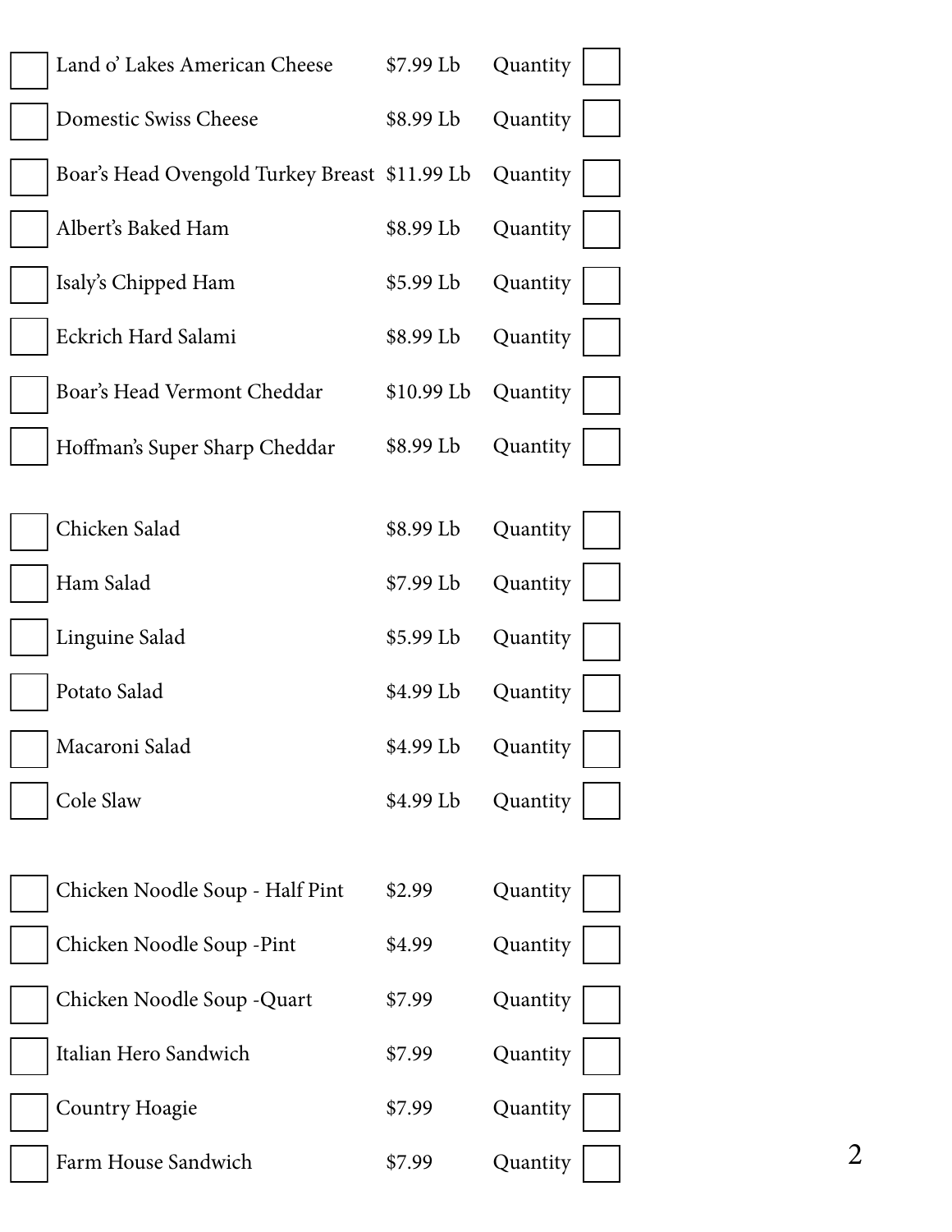| | Item | Price | | Quantity |
|---|---|---|---|---|
| ☐ | Land o' Lakes American Cheese | $7.99 Lb | Quantity | ☐ |
| ☐ | Domestic Swiss Cheese | $8.99 Lb | Quantity | ☐ |
| ☐ | Boar's Head Ovengold Turkey Breast | $11.99 Lb | Quantity | ☐ |
| ☐ | Albert's Baked Ham | $8.99 Lb | Quantity | ☐ |
| ☐ | Isaly's Chipped Ham | $5.99 Lb | Quantity | ☐ |
| ☐ | Eckrich Hard Salami | $8.99 Lb | Quantity | ☐ |
| ☐ | Boar's Head Vermont Cheddar | $10.99 Lb | Quantity | ☐ |
| ☐ | Hoffman's Super Sharp Cheddar | $8.99 Lb | Quantity | ☐ |

| | Item | Price | | Quantity |
|---|---|---|---|---|
| ☐ | Chicken Salad | $8.99 Lb | Quantity | ☐ |
| ☐ | Ham Salad | $7.99 Lb | Quantity | ☐ |
| ☐ | Linguine Salad | $5.99 Lb | Quantity | ☐ |
| ☐ | Potato Salad | $4.99 Lb | Quantity | ☐ |
| ☐ | Macaroni Salad | $4.99 Lb | Quantity | ☐ |
| ☐ | Cole Slaw | $4.99 Lb | Quantity | ☐ |

| | Item | Price | | Quantity |
|---|---|---|---|---|
| ☐ | Chicken Noodle Soup - Half Pint | $2.99 | Quantity | ☐ |
| ☐ | Chicken Noodle Soup -Pint | $4.99 | Quantity | ☐ |
| ☐ | Chicken Noodle Soup -Quart | $7.99 | Quantity | ☐ |
| ☐ | Italian Hero Sandwich | $7.99 | Quantity | ☐ |
| ☐ | Country Hoagie | $7.99 | Quantity | ☐ |
| ☐ | Farm House Sandwich | $7.99 | Quantity | ☐ |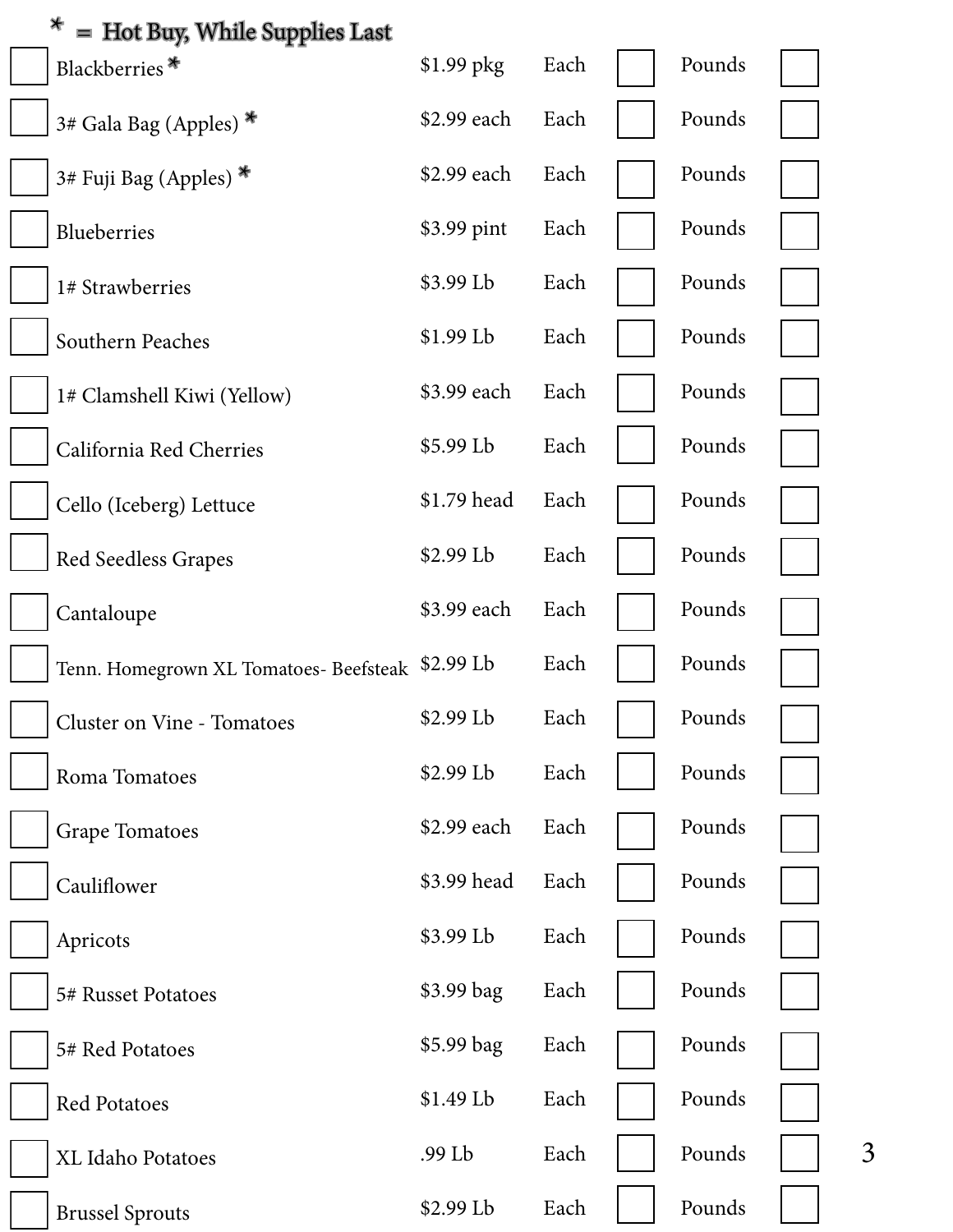\* = **Hot Buy, While Supplies Last**

| | Item | Price | Each | | Pounds | |
|---|---|---|---|---|---|---|
| ☐ | Blackberries * | $1.99 pkg | Each | ☐ | Pounds | ☐ |
| ☐ | 3# Gala Bag (Apples) * | $2.99 each | Each | ☐ | Pounds | ☐ |
| ☐ | 3# Fuji Bag (Apples) * | $2.99 each | Each | ☐ | Pounds | ☐ |
| ☐ | Blueberries | $3.99 pint | Each | ☐ | Pounds | ☐ |
| ☐ | 1# Strawberries | $3.99 Lb | Each | ☐ | Pounds | ☐ |
| ☐ | Southern Peaches | $1.99 Lb | Each | ☐ | Pounds | ☐ |
| ☐ | 1# Clamshell Kiwi (Yellow) | $3.99 each | Each | ☐ | Pounds | ☐ |
| ☐ | California Red Cherries | $5.99 Lb | Each | ☐ | Pounds | ☐ |
| ☐ | Cello (Iceberg) Lettuce | $1.79 head | Each | ☐ | Pounds | ☐ |
| ☐ | Red Seedless Grapes | $2.99 Lb | Each | ☐ | Pounds | ☐ |
| ☐ | Cantaloupe | $3.99 each | Each | ☐ | Pounds | ☐ |
| ☐ | Tenn. Homegrown XL Tomatoes- Beefsteak | $2.99 Lb | Each | ☐ | Pounds | ☐ |
| ☐ | Cluster on Vine - Tomatoes | $2.99 Lb | Each | ☐ | Pounds | ☐ |
| ☐ | Roma Tomatoes | $2.99 Lb | Each | ☐ | Pounds | ☐ |
| ☐ | Grape Tomatoes | $2.99 each | Each | ☐ | Pounds | ☐ |
| ☐ | Cauliflower | $3.99 head | Each | ☐ | Pounds | ☐ |
| ☐ | Apricots | $3.99 Lb | Each | ☐ | Pounds | ☐ |
| ☐ | 5# Russet Potatoes | $3.99 bag | Each | ☐ | Pounds | ☐ |
| ☐ | 5# Red Potatoes | $5.99 bag | Each | ☐ | Pounds | ☐ |
| ☐ | Red Potatoes | $1.49 Lb | Each | ☐ | Pounds | ☐ |
| ☐ | XL Idaho Potatoes | .99 Lb | Each | ☐ | Pounds | ☐ |
| ☐ | Brussel Sprouts | $2.99 Lb | Each | ☐ | Pounds | ☐ |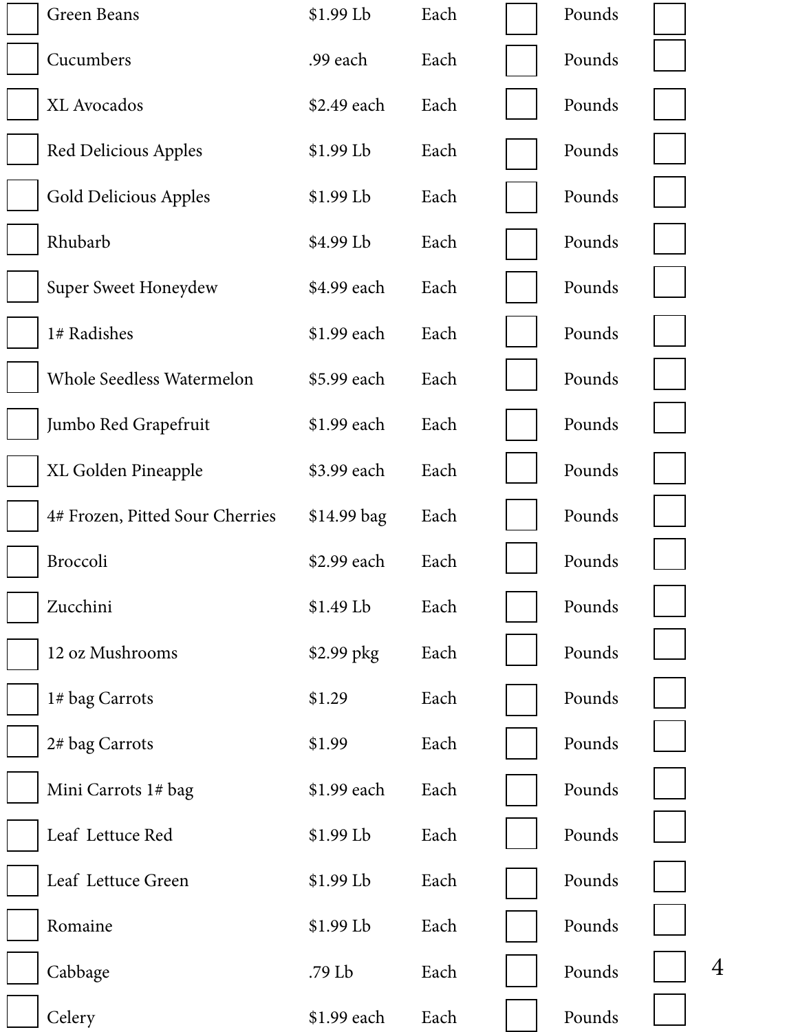| | Item | Price | | | | |
|---|---|---|---|---|---|---|
| ☐ | Green Beans | $1.99 Lb | Each | ☐ | Pounds | ☐ |
| ☐ | Cucumbers | .99 each | Each | ☐ | Pounds | ☐ |
| ☐ | XL Avocados | $2.49 each | Each | ☐ | Pounds | ☐ |
| ☐ | Red Delicious Apples | $1.99 Lb | Each | ☐ | Pounds | ☐ |
| ☐ | Gold Delicious Apples | $1.99 Lb | Each | ☐ | Pounds | ☐ |
| ☐ | Rhubarb | $4.99 Lb | Each | ☐ | Pounds | ☐ |
| ☐ | Super Sweet Honeydew | $4.99 each | Each | ☐ | Pounds | ☐ |
| ☐ | 1# Radishes | $1.99 each | Each | ☐ | Pounds | ☐ |
| ☐ | Whole Seedless Watermelon | $5.99 each | Each | ☐ | Pounds | ☐ |
| ☐ | Jumbo Red Grapefruit | $1.99 each | Each | ☐ | Pounds | ☐ |
| ☐ | XL Golden Pineapple | $3.99 each | Each | ☐ | Pounds | ☐ |
| ☐ | 4# Frozen, Pitted Sour Cherries | $14.99 bag | Each | ☐ | Pounds | ☐ |
| ☐ | Broccoli | $2.99 each | Each | ☐ | Pounds | ☐ |
| ☐ | Zucchini | $1.49 Lb | Each | ☐ | Pounds | ☐ |
| ☐ | 12 oz Mushrooms | $2.99 pkg | Each | ☐ | Pounds | ☐ |
| ☐ | 1# bag Carrots | $1.29 | Each | ☐ | Pounds | ☐ |
| ☐ | 2# bag Carrots | $1.99 | Each | ☐ | Pounds | ☐ |
| ☐ | Mini Carrots 1# bag | $1.99 each | Each | ☐ | Pounds | ☐ |
| ☐ | Leaf Lettuce Red | $1.99 Lb | Each | ☐ | Pounds | ☐ |
| ☐ | Leaf Lettuce Green | $1.99 Lb | Each | ☐ | Pounds | ☐ |
| ☐ | Romaine | $1.99 Lb | Each | ☐ | Pounds | ☐ |
| ☐ | Cabbage | .79 Lb | Each | ☐ | Pounds | ☐ |
| ☐ | Celery | $1.99 each | Each | ☐ | Pounds | ☐ |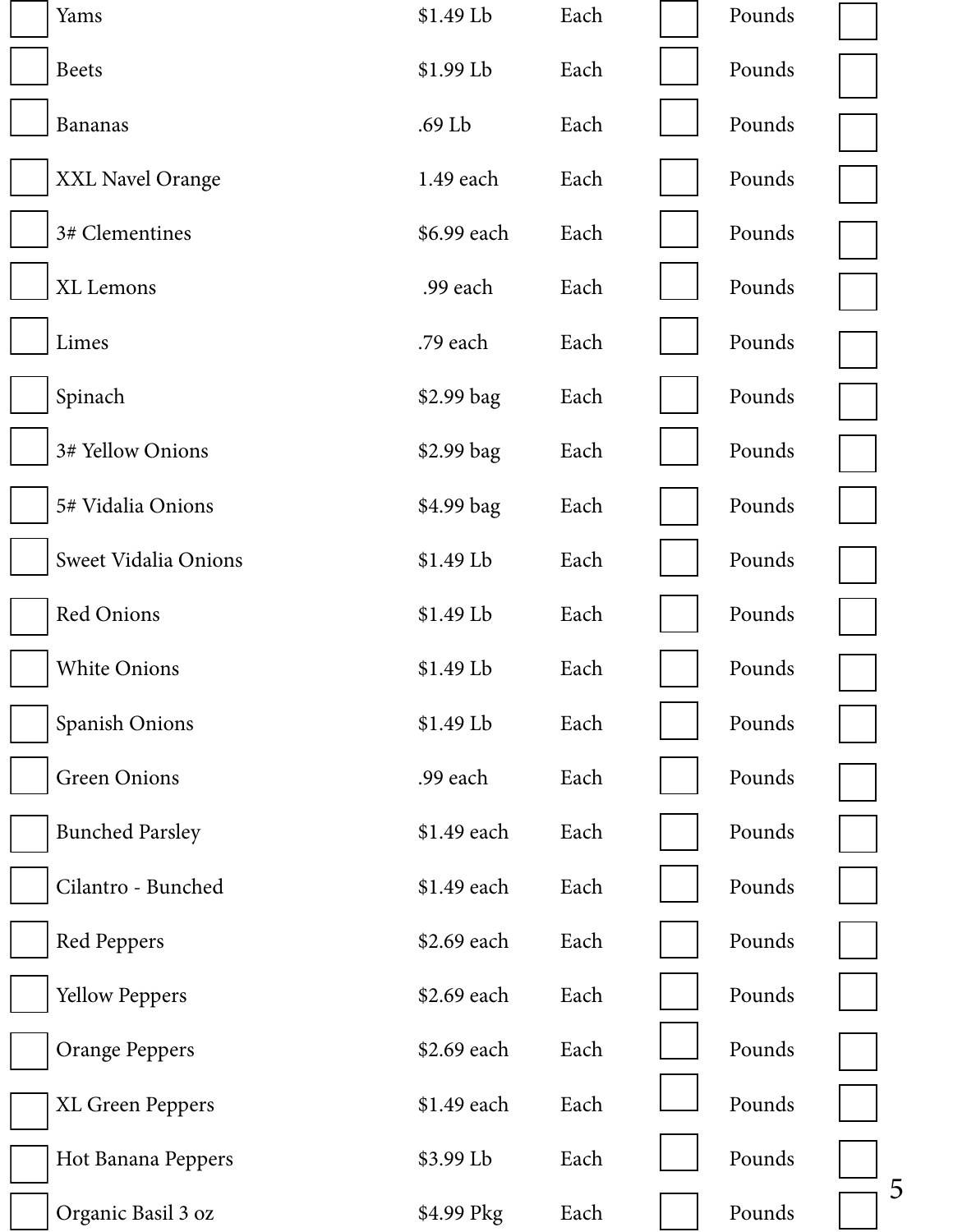| | Item | Price | | | | |
|---|---|---|---|---|---|---|
| ☐ | Yams | $1.49 Lb | Each | ☐ | Pounds | ☐ |
| ☐ | Beets | $1.99 Lb | Each | ☐ | Pounds | ☐ |
| ☐ | Bananas | .69 Lb | Each | ☐ | Pounds | ☐ |
| ☐ | XXL Navel Orange | 1.49 each | Each | ☐ | Pounds | ☐ |
| ☐ | 3# Clementines | $6.99 each | Each | ☐ | Pounds | ☐ |
| ☐ | XL Lemons | .99 each | Each | ☐ | Pounds | ☐ |
| ☐ | Limes | .79 each | Each | ☐ | Pounds | ☐ |
| ☐ | Spinach | $2.99 bag | Each | ☐ | Pounds | ☐ |
| ☐ | 3# Yellow Onions | $2.99 bag | Each | ☐ | Pounds | ☐ |
| ☐ | 5# Vidalia Onions | $4.99 bag | Each | ☐ | Pounds | ☐ |
| ☐ | Sweet Vidalia Onions | $1.49 Lb | Each | ☐ | Pounds | ☐ |
| ☐ | Red Onions | $1.49 Lb | Each | ☐ | Pounds | ☐ |
| ☐ | White Onions | $1.49 Lb | Each | ☐ | Pounds | ☐ |
| ☐ | Spanish Onions | $1.49 Lb | Each | ☐ | Pounds | ☐ |
| ☐ | Green Onions | .99 each | Each | ☐ | Pounds | ☐ |
| ☐ | Bunched Parsley | $1.49 each | Each | ☐ | Pounds | ☐ |
| ☐ | Cilantro - Bunched | $1.49 each | Each | ☐ | Pounds | ☐ |
| ☐ | Red Peppers | $2.69 each | Each | ☐ | Pounds | ☐ |
| ☐ | Yellow Peppers | $2.69 each | Each | ☐ | Pounds | ☐ |
| ☐ | Orange Peppers | $2.69 each | Each | ☐ | Pounds | ☐ |
| ☐ | XL Green Peppers | $1.49 each | Each | ☐ | Pounds | ☐ |
| ☐ | Hot Banana Peppers | $3.99 Lb | Each | ☐ | Pounds | ☐ |
| ☐ | Organic Basil 3 oz | $4.99 Pkg | Each | ☐ | Pounds | ☐ |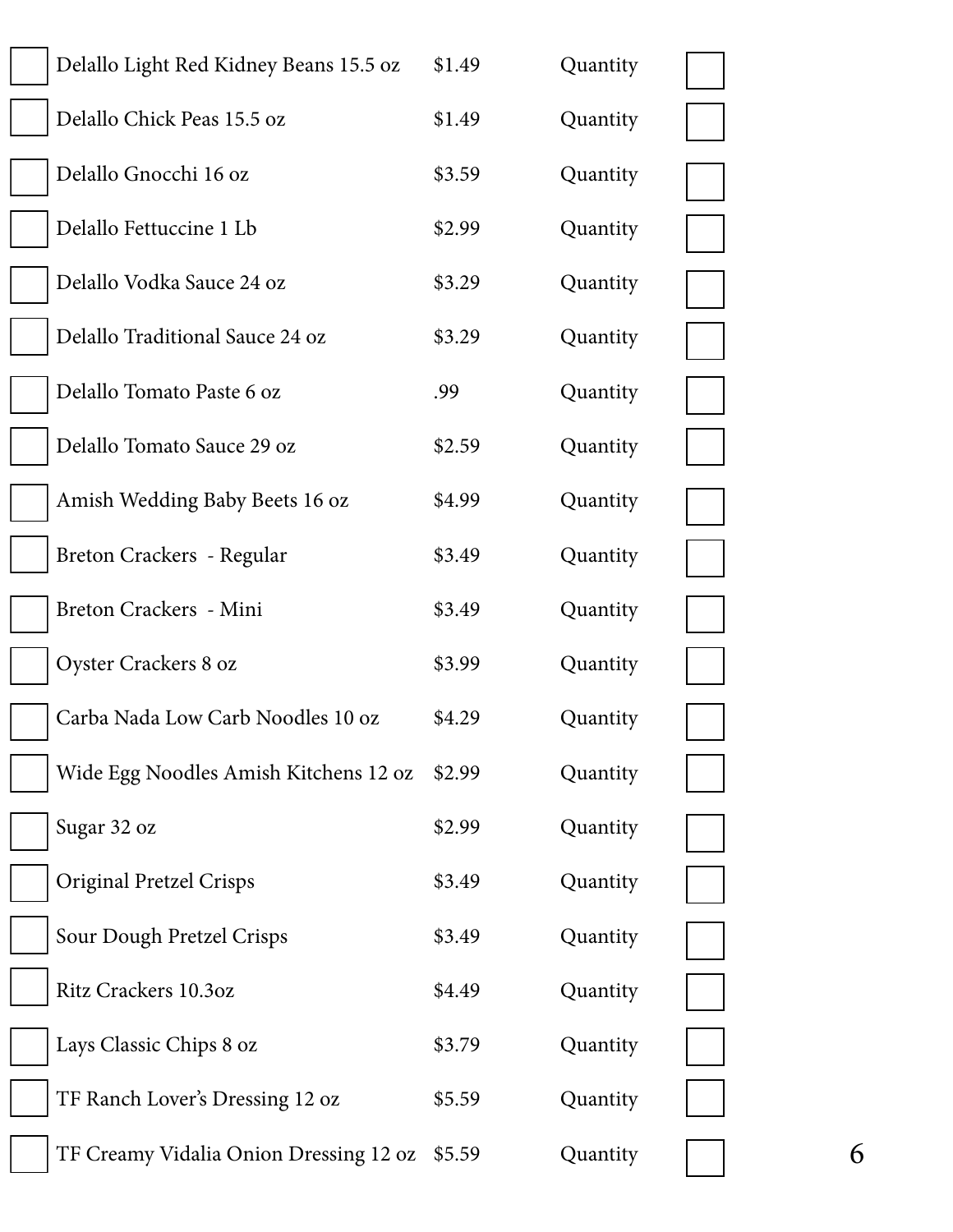| | Item | Price | | |
|---|---|---|---|---|
| ☐ | Delallo Light Red Kidney Beans 15.5 oz | $1.49 | Quantity | ☐ |
| ☐ | Delallo Chick Peas 15.5 oz | $1.49 | Quantity | ☐ |
| ☐ | Delallo Gnocchi 16 oz | $3.59 | Quantity | ☐ |
| ☐ | Delallo Fettuccine 1 Lb | $2.99 | Quantity | ☐ |
| ☐ | Delallo Vodka Sauce 24 oz | $3.29 | Quantity | ☐ |
| ☐ | Delallo Traditional Sauce 24 oz | $3.29 | Quantity | ☐ |
| ☐ | Delallo Tomato Paste 6 oz | .99 | Quantity | ☐ |
| ☐ | Delallo Tomato Sauce 29 oz | $2.59 | Quantity | ☐ |
| ☐ | Amish Wedding Baby Beets 16 oz | $4.99 | Quantity | ☐ |
| ☐ | Breton Crackers - Regular | $3.49 | Quantity | ☐ |
| ☐ | Breton Crackers - Mini | $3.49 | Quantity | ☐ |
| ☐ | Oyster Crackers 8 oz | $3.99 | Quantity | ☐ |
| ☐ | Carba Nada Low Carb Noodles 10 oz | $4.29 | Quantity | ☐ |
| ☐ | Wide Egg Noodles Amish Kitchens 12 oz | $2.99 | Quantity | ☐ |
| ☐ | Sugar 32 oz | $2.99 | Quantity | ☐ |
| ☐ | Original Pretzel Crisps | $3.49 | Quantity | ☐ |
| ☐ | Sour Dough Pretzel Crisps | $3.49 | Quantity | ☐ |
| ☐ | Ritz Crackers 10.3oz | $4.49 | Quantity | ☐ |
| ☐ | Lays Classic Chips 8 oz | $3.79 | Quantity | ☐ |
| ☐ | TF Ranch Lover's Dressing 12 oz | $5.59 | Quantity | ☐ |
| ☐ | TF Creamy Vidalia Onion Dressing 12 oz | $5.59 | Quantity | ☐ |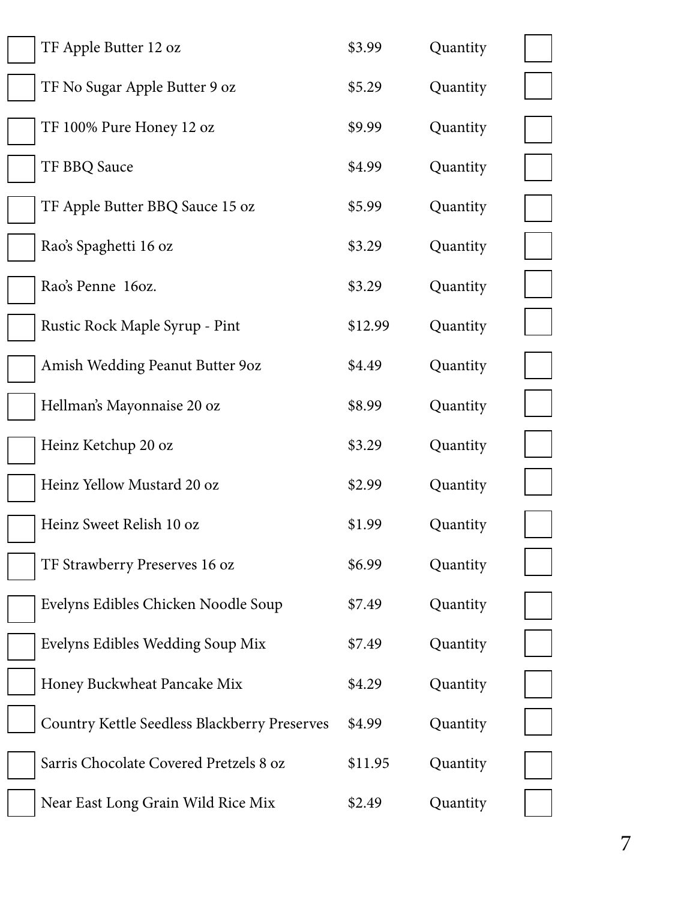| | Item | Price | Quantity | |
|---|---|---|---|---|
| ☐ | TF Apple Butter 12 oz | $3.99 | Quantity | ☐ |
| ☐ | TF No Sugar Apple Butter 9 oz | $5.29 | Quantity | ☐ |
| ☐ | TF 100% Pure Honey 12 oz | $9.99 | Quantity | ☐ |
| ☐ | TF BBQ Sauce | $4.99 | Quantity | ☐ |
| ☐ | TF Apple Butter BBQ Sauce 15 oz | $5.99 | Quantity | ☐ |
| ☐ | Rao's Spaghetti 16 oz | $3.29 | Quantity | ☐ |
| ☐ | Rao's Penne 16oz. | $3.29 | Quantity | ☐ |
| ☐ | Rustic Rock Maple Syrup - Pint | $12.99 | Quantity | ☐ |
| ☐ | Amish Wedding Peanut Butter 9oz | $4.49 | Quantity | ☐ |
| ☐ | Hellman's Mayonnaise 20 oz | $8.99 | Quantity | ☐ |
| ☐ | Heinz Ketchup 20 oz | $3.29 | Quantity | ☐ |
| ☐ | Heinz Yellow Mustard 20 oz | $2.99 | Quantity | ☐ |
| ☐ | Heinz Sweet Relish 10 oz | $1.99 | Quantity | ☐ |
| ☐ | TF Strawberry Preserves 16 oz | $6.99 | Quantity | ☐ |
| ☐ | Evelyns Edibles Chicken Noodle Soup | $7.49 | Quantity | ☐ |
| ☐ | Evelyns Edibles Wedding Soup Mix | $7.49 | Quantity | ☐ |
| ☐ | Honey Buckwheat Pancake Mix | $4.29 | Quantity | ☐ |
| ☐ | Country Kettle Seedless Blackberry Preserves | $4.99 | Quantity | ☐ |
| ☐ | Sarris Chocolate Covered Pretzels 8 oz | $11.95 | Quantity | ☐ |
| ☐ | Near East Long Grain Wild Rice Mix | $2.49 | Quantity | ☐ |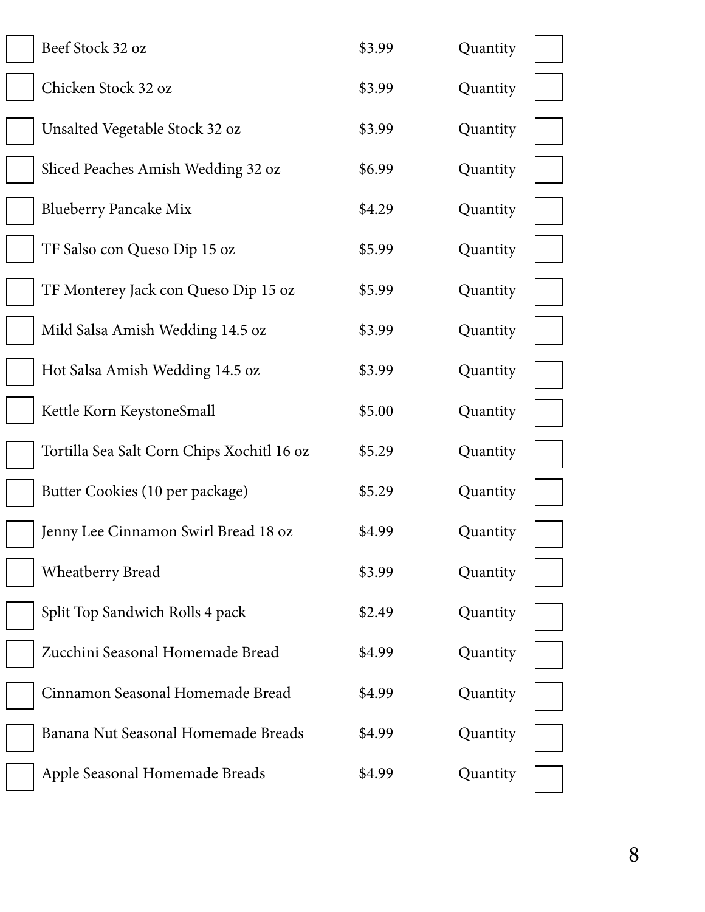| | Item | Price | | |
|---|---|---|---|---|
| ☐ | Beef Stock 32 oz | $3.99 | Quantity | ☐ |
| ☐ | Chicken Stock 32 oz | $3.99 | Quantity | ☐ |
| ☐ | Unsalted Vegetable Stock 32 oz | $3.99 | Quantity | ☐ |
| ☐ | Sliced Peaches Amish Wedding 32 oz | $6.99 | Quantity | ☐ |
| ☐ | Blueberry Pancake Mix | $4.29 | Quantity | ☐ |
| ☐ | TF Salso con Queso Dip 15 oz | $5.99 | Quantity | ☐ |
| ☐ | TF Monterey Jack con Queso Dip 15 oz | $5.99 | Quantity | ☐ |
| ☐ | Mild Salsa Amish Wedding 14.5 oz | $3.99 | Quantity | ☐ |
| ☐ | Hot Salsa Amish Wedding 14.5 oz | $3.99 | Quantity | ☐ |
| ☐ | Kettle Korn KeystoneSmall | $5.00 | Quantity | ☐ |
| ☐ | Tortilla Sea Salt Corn Chips Xochitl 16 oz | $5.29 | Quantity | ☐ |
| ☐ | Butter Cookies (10 per package) | $5.29 | Quantity | ☐ |
| ☐ | Jenny Lee Cinnamon Swirl Bread 18 oz | $4.99 | Quantity | ☐ |
| ☐ | Wheatberry Bread | $3.99 | Quantity | ☐ |
| ☐ | Split Top Sandwich Rolls 4 pack | $2.49 | Quantity | ☐ |
| ☐ | Zucchini Seasonal Homemade Bread | $4.99 | Quantity | ☐ |
| ☐ | Cinnamon Seasonal Homemade Bread | $4.99 | Quantity | ☐ |
| ☐ | Banana Nut Seasonal Homemade Breads | $4.99 | Quantity | ☐ |
| ☐ | Apple Seasonal Homemade Breads | $4.99 | Quantity | ☐ |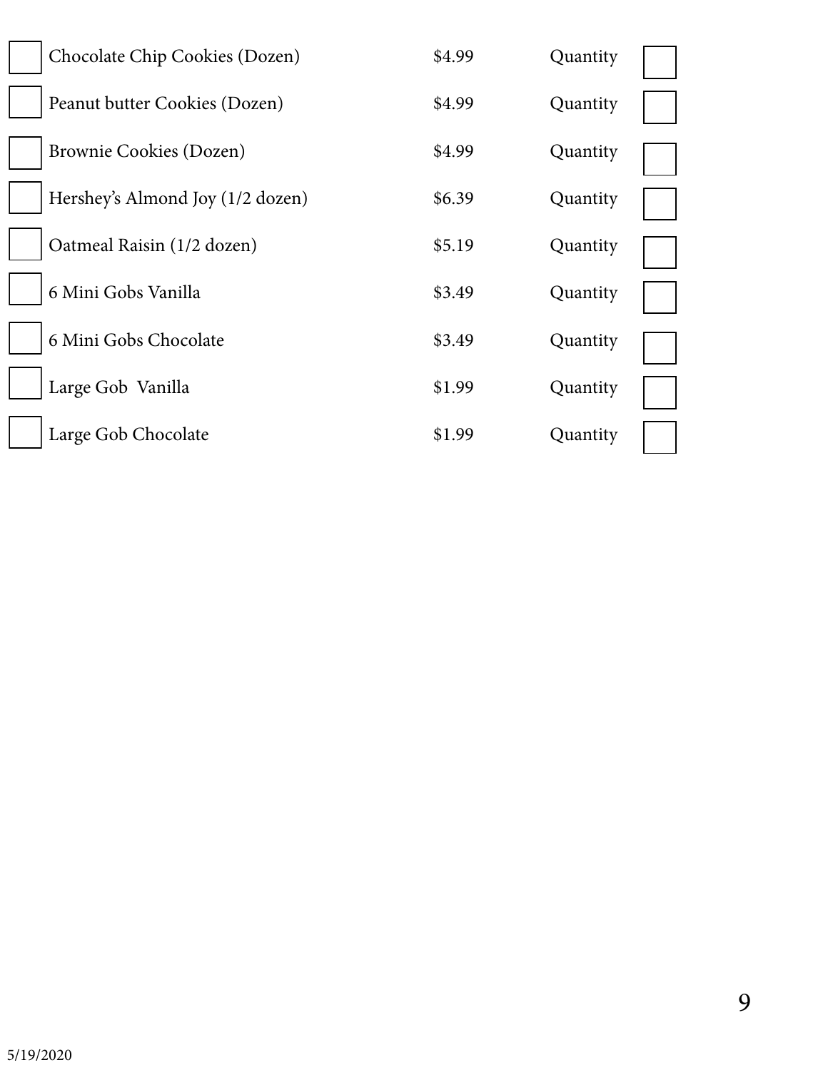| | | | | |
|---|---|---|---|---|
| ☐ | Chocolate Chip Cookies (Dozen) | $4.99 | Quantity | ☐ |
| ☐ | Peanut butter Cookies (Dozen) | $4.99 | Quantity | ☐ |
| ☐ | Brownie Cookies (Dozen) | $4.99 | Quantity | ☐ |
| ☐ | Hershey's Almond Joy (1/2 dozen) | $6.39 | Quantity | ☐ |
| ☐ | Oatmeal Raisin (1/2 dozen) | $5.19 | Quantity | ☐ |
| ☐ | 6 Mini Gobs Vanilla | $3.49 | Quantity | ☐ |
| ☐ | 6 Mini Gobs Chocolate | $3.49 | Quantity | ☐ |
| ☐ | Large Gob Vanilla | $1.99 | Quantity | ☐ |
| ☐ | Large Gob Chocolate | $1.99 | Quantity | ☐ |

5/19/2020